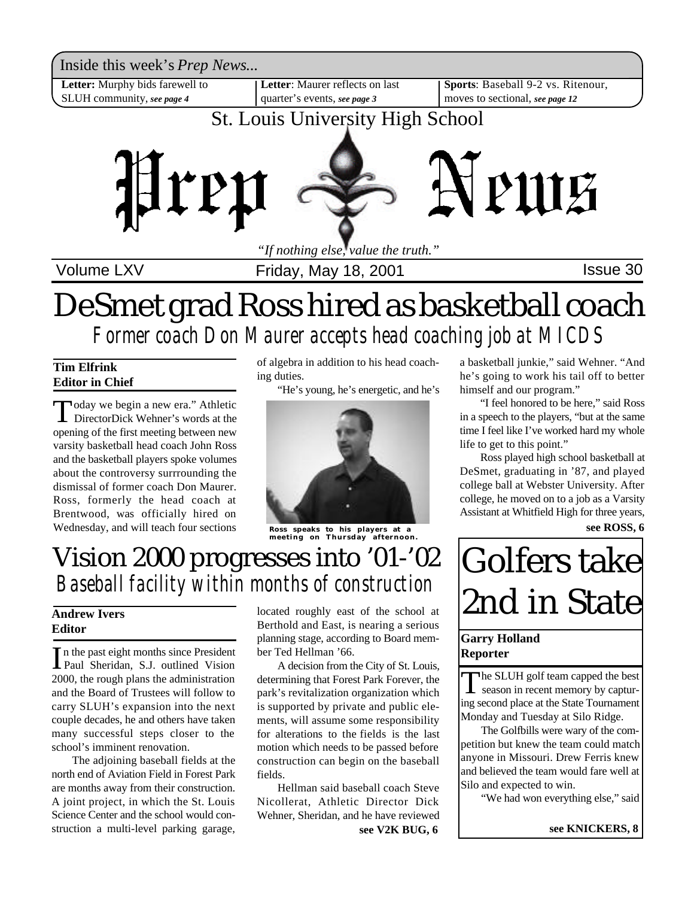Inside this week's *Prep News...*

**Letter:** Murphy bids farewell to SLUH community, *see page 4*

**Letter**: Maurer reflects on last quarter's events, *see page 3*

**Sports**: Baseball 9-2 vs. Ritenour, moves to sectional, *see page 12*

St. Louis University High School

# Prep News

*"If nothing else, value the truth."*

Volume LXV | Friday, May 18, 2001 | Issue 30

# DeSmet grad Ross hired as basketball coach

## Former coach Don Maurer accepts head coaching job at MICDS

**Tim Elfrink**
**Editor in Chief**

Today we begin a new era." Athletic DirectorDick Wehner's words at the opening of the first meeting between new varsity basketball head coach John Ross and the basketball players spoke volumes about the controversy surrrounding the dismissal of former coach Don Maurer. Ross, formerly the head coach at Brentwood, was officially hired on Wednesday, and will teach four sections of algebra in addition to his head coaching duties.

"He's young, he's energetic, and he's a basketball junkie," said Wehner. "And he's going to work his tail off to better himself and our program."

Ross speaks to his players at a meeting on Thursday afternoon.

"I feel honored to be here," said Ross in a speech to the players, "but at the same time I feel like I've worked hard my whole life to get to this point."

Ross played high school basketball at DeSmet, graduating in '87, and played college ball at Webster University. After college, he moved on to a job as a Varsity Assistant at Whitfield High for three years,

**see ROSS, 6**

# Vision 2000 progresses into '01-'02

## Baseball facility within months of construction

**Andrew Ivers**
**Editor**

In the past eight months since President Paul Sheridan, S.J. outlined Vision 2000, the rough plans the administration and the Board of Trustees will follow to carry SLUH's expansion into the next couple decades, he and others have taken many successful steps closer to the school's imminent renovation.

The adjoining baseball fields at the north end of Aviation Field in Forest Park are months away from their construction. A joint project, in which the St. Louis Science Center and the school would construction a multi-level parking garage, located roughly east of the school at Berthold and East, is nearing a serious planning stage, according to Board member Ted Hellman '66.

A decision from the City of St. Louis, determining that Forest Park Forever, the park's revitalization organization which is supported by private and public elements, will assume some responsibility for alterations to the fields is the last motion which needs to be passed before construction can begin on the baseball fields.

Hellman said baseball coach Steve Nicollerat, Athletic Director Dick Wehner, Sheridan, and he have reviewed

**see V2K BUG, 6**

# Golfers take 2nd in State

**Garry Holland**
**Reporter**

The SLUH golf team capped the best season in recent memory by capturing second place at the State Tournament Monday and Tuesday at Silo Ridge.

The Golfbills were wary of the competition but knew the team could match anyone in Missouri. Drew Ferris knew and believed the team would fare well at Silo and expected to win.

"We had won everything else," said

**see KNICKERS, 8**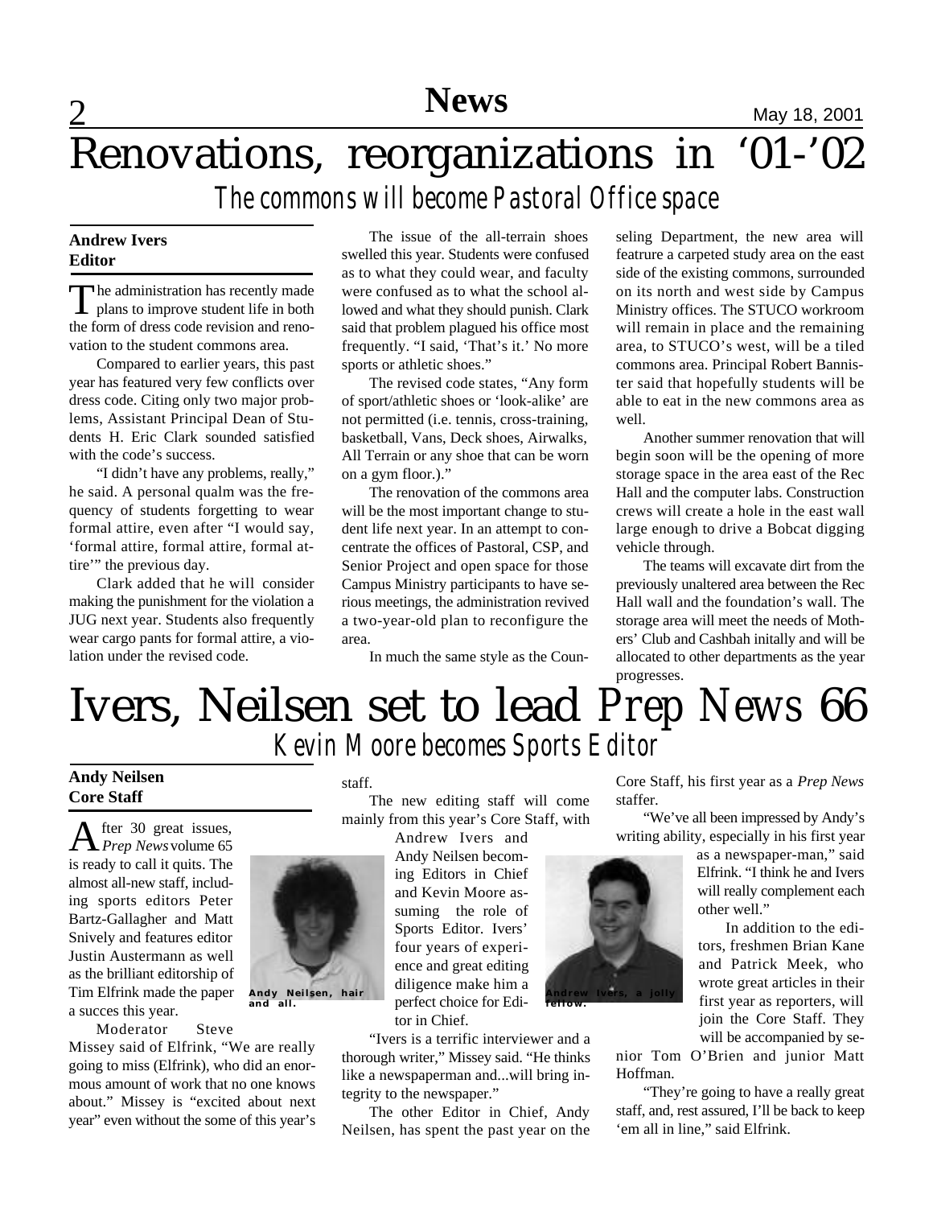# Renovations, reorganizations in '01-'02

## The commons will become Pastoral Office space

**Andrew Ivers**
**Editor**

The administration has recently made plans to improve student life in both the form of dress code revision and renovation to the student commons area.

Compared to earlier years, this past year has featured very few conflicts over dress code. Citing only two major problems, Assistant Principal Dean of Students H. Eric Clark sounded satisfied with the code's success.

"I didn't have any problems, really," he said. A personal qualm was the frequency of students forgetting to wear formal attire, even after "I would say, 'formal attire, formal attire, formal attire'" the previous day.

Clark added that he will consider making the punishment for the violation a JUG next year. Students also frequently wear cargo pants for formal attire, a violation under the revised code.

The issue of the all-terrain shoes swelled this year. Students were confused as to what they could wear, and faculty were confused as to what the school allowed and what they should punish. Clark said that problem plagued his office most frequently. "I said, 'That's it.' No more sports or athletic shoes."

The revised code states, "Any form of sport/athletic shoes or 'look-alike' are not permitted (i.e. tennis, cross-training, basketball, Vans, Deck shoes, Airwalks, All Terrain or any shoe that can be worn on a gym floor.)."

The renovation of the commons area will be the most important change to student life next year. In an attempt to concentrate the offices of Pastoral, CSP, and Senior Project and open space for those Campus Ministry participants to have serious meetings, the administration revived a two-year-old plan to reconfigure the area.

In much the same style as the Counseling Department, the new area will featrure a carpeted study area on the east side of the existing commons, surrounded on its north and west side by Campus Ministry offices. The STUCO workroom will remain in place and the remaining area, to STUCO's west, will be a tiled commons area. Principal Robert Bannister said that hopefully students will be able to eat in the new commons area as well.

Another summer renovation that will begin soon will be the opening of more storage space in the area east of the Rec Hall and the computer labs. Construction crews will create a hole in the east wall large enough to drive a Bobcat digging vehicle through.

The teams will excavate dirt from the previously unaltered area between the Rec Hall wall and the foundation's wall. The storage area will meet the needs of Mothers' Club and Cashbah initally and will be allocated to other departments as the year progresses.

# Ivers, Neilsen set to lead *Prep News* 66

## Kevin Moore becomes Sports Editor

**Andy Neilsen**
**Core Staff**

After 30 great issues, *Prep News* volume 65 is ready to call it quits. The almost all-new staff, including sports editors Peter Bartz-Gallagher and Matt Snively and features editor Justin Austermann as well as the brilliant editorship of Tim Elfrink made the paper a succes this year.

Andy Neilsen, hair and all.

Moderator Steve Missey said of Elfrink, "We are really going to miss (Elfrink), who did an enormous amount of work that no one knows about." Missey is "excited about next year" even without the some of this year's staff.

The new editing staff will come mainly from this year's Core Staff, with Andrew Ivers and Andy Neilsen becoming Editors in Chief and Kevin Moore assuming the role of Sports Editor. Ivers' four years of experience and great editing diligence make him a perfect choice for Editor in Chief.

Andrew Ivers, a jolly fellow.

"Ivers is a terrific interviewer and a thorough writer," Missey said. "He thinks like a newspaperman and...will bring integrity to the newspaper."

The other Editor in Chief, Andy Neilsen, has spent the past year on the Core Staff, his first year as a *Prep News* staffer.

"We've all been impressed by Andy's writing ability, especially in his first year as a newspaper-man," said Elfrink. "I think he and Ivers will really complement each other well."

In addition to the editors, freshmen Brian Kane and Patrick Meek, who wrote great articles in their first year as reporters, will join the Core Staff. They will be accompanied by senior Tom O'Brien and junior Matt Hoffman.

"They're going to have a really great staff, and, rest assured, I'll be back to keep 'em all in line," said Elfrink.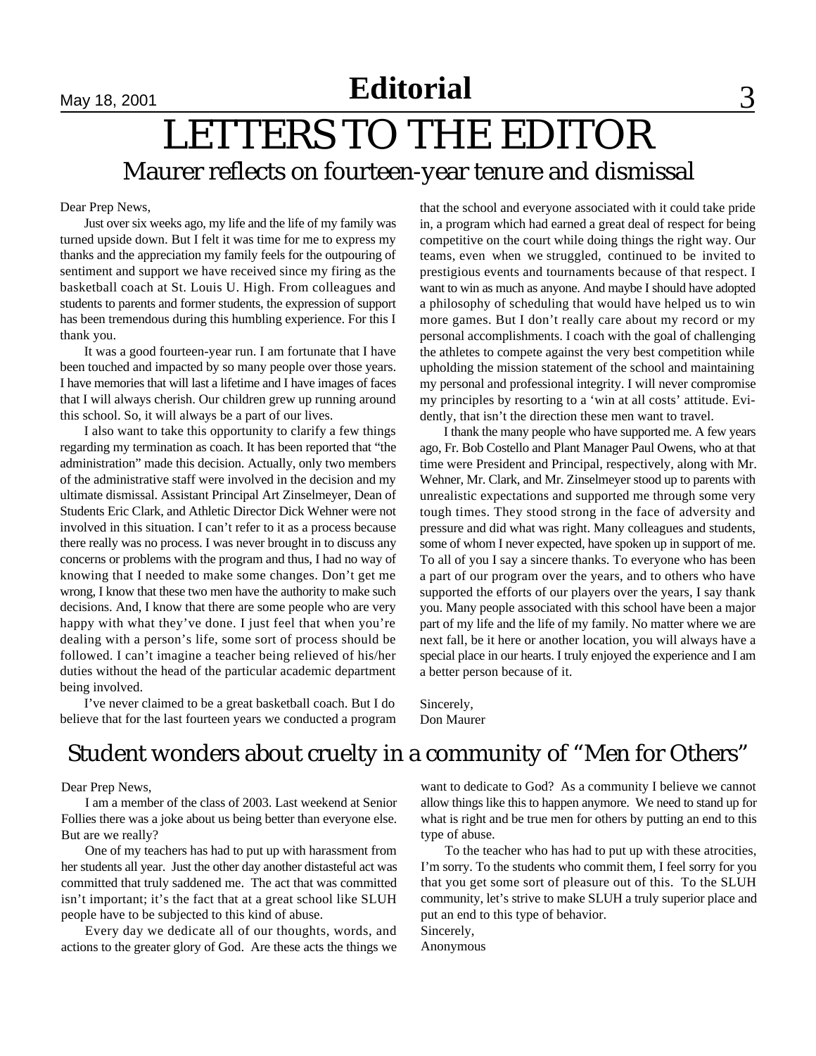# Editorial

# LETTERS TO THE EDITOR

## Maurer reflects on fourteen-year tenure and dismissal

Dear Prep News,

Just over six weeks ago, my life and the life of my family was turned upside down. But I felt it was time for me to express my thanks and the appreciation my family feels for the outpouring of sentiment and support we have received since my firing as the basketball coach at St. Louis U. High. From colleagues and students to parents and former students, the expression of support has been tremendous during this humbling experience. For this I thank you.

It was a good fourteen-year run. I am fortunate that I have been touched and impacted by so many people over those years. I have memories that will last a lifetime and I have images of faces that I will always cherish. Our children grew up running around this school. So, it will always be a part of our lives.

I also want to take this opportunity to clarify a few things regarding my termination as coach. It has been reported that "the administration" made this decision. Actually, only two members of the administrative staff were involved in the decision and my ultimate dismissal. Assistant Principal Art Zinselmeyer, Dean of Students Eric Clark, and Athletic Director Dick Wehner were not involved in this situation. I can't refer to it as a process because there really was no process. I was never brought in to discuss any concerns or problems with the program and thus, I had no way of knowing that I needed to make some changes. Don't get me wrong, I know that these two men have the authority to make such decisions. And, I know that there are some people who are very happy with what they've done. I just feel that when you're dealing with a person's life, some sort of process should be followed. I can't imagine a teacher being relieved of his/her duties without the head of the particular academic department being involved.

I've never claimed to be a great basketball coach. But I do believe that for the last fourteen years we conducted a program that the school and everyone associated with it could take pride in, a program which had earned a great deal of respect for being competitive on the court while doing things the right way. Our teams, even when we struggled, continued to be invited to prestigious events and tournaments because of that respect. I want to win as much as anyone. And maybe I should have adopted a philosophy of scheduling that would have helped us to win more games. But I don't really care about my record or my personal accomplishments. I coach with the goal of challenging the athletes to compete against the very best competition while upholding the mission statement of the school and maintaining my personal and professional integrity. I will never compromise my principles by resorting to a 'win at all costs' attitude. Evidently, that isn't the direction these men want to travel.

I thank the many people who have supported me. A few years ago, Fr. Bob Costello and Plant Manager Paul Owens, who at that time were President and Principal, respectively, along with Mr. Wehner, Mr. Clark, and Mr. Zinselmeyer stood up to parents with unrealistic expectations and supported me through some very tough times. They stood strong in the face of adversity and pressure and did what was right. Many colleagues and students, some of whom I never expected, have spoken up in support of me. To all of you I say a sincere thanks. To everyone who has been a part of our program over the years, and to others who have supported the efforts of our players over the years, I say thank you. Many people associated with this school have been a major part of my life and the life of my family. No matter where we are next fall, be it here or another location, you will always have a special place in our hearts. I truly enjoyed the experience and I am a better person because of it.

Sincerely,
Don Maurer

## Student wonders about cruelty in a community of "Men for Others"

Dear Prep News,

I am a member of the class of 2003. Last weekend at Senior Follies there was a joke about us being better than everyone else. But are we really?

One of my teachers has had to put up with harassment from her students all year. Just the other day another distasteful act was committed that truly saddened me. The act that was committed isn't important; it's the fact that at a great school like SLUH people have to be subjected to this kind of abuse.

Every day we dedicate all of our thoughts, words, and actions to the greater glory of God. Are these acts the things we want to dedicate to God? As a community I believe we cannot allow things like this to happen anymore. We need to stand up for what is right and be true men for others by putting an end to this type of abuse.

To the teacher who has had to put up with these atrocities, I'm sorry. To the students who commit them, I feel sorry for you that you get some sort of pleasure out of this. To the SLUH community, let's strive to make SLUH a truly superior place and put an end to this type of behavior.

Sincerely,
Anonymous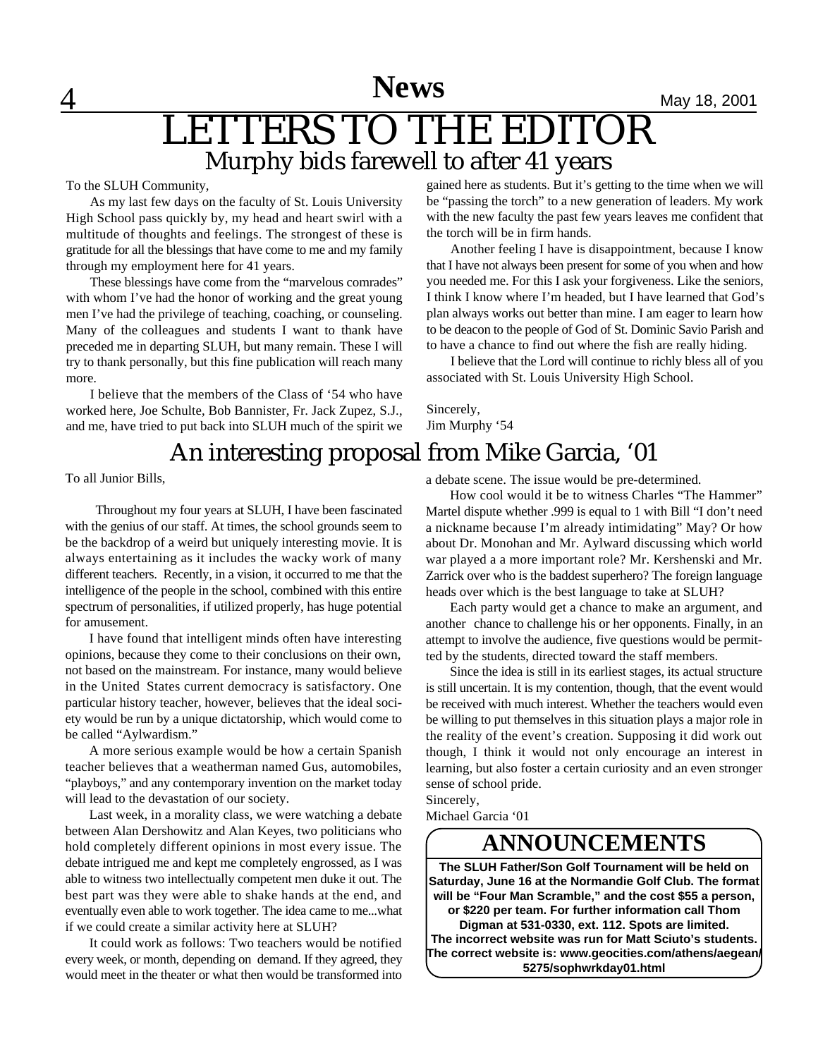# LETTERS TO THE EDITOR

## Murphy bids farewell to after 41 years

To the SLUH Community,

As my last few days on the faculty of St. Louis University High School pass quickly by, my head and heart swirl with a multitude of thoughts and feelings. The strongest of these is gratitude for all the blessings that have come to me and my family through my employment here for 41 years.

These blessings have come from the "marvelous comrades" with whom I've had the honor of working and the great young men I've had the privilege of teaching, coaching, or counseling. Many of the colleagues and students I want to thank have preceded me in departing SLUH, but many remain. These I will try to thank personally, but this fine publication will reach many more.

I believe that the members of the Class of '54 who have worked here, Joe Schulte, Bob Bannister, Fr. Jack Zupez, S.J., and me, have tried to put back into SLUH much of the spirit we gained here as students. But it's getting to the time when we will be "passing the torch" to a new generation of leaders. My work with the new faculty the past few years leaves me confident that the torch will be in firm hands.

Another feeling I have is disappointment, because I know that I have not always been present for some of you when and how you needed me. For this I ask your forgiveness. Like the seniors, I think I know where I'm headed, but I have learned that God's plan always works out better than mine. I am eager to learn how to be deacon to the people of God of St. Dominic Savio Parish and to have a chance to find out where the fish are really hiding.

I believe that the Lord will continue to richly bless all of you associated with St. Louis University High School.

Sincerely,
Jim Murphy '54

## An interesting proposal from Mike Garcia, '01

To all Junior Bills,

Throughout my four years at SLUH, I have been fascinated with the genius of our staff. At times, the school grounds seem to be the backdrop of a weird but uniquely interesting movie. It is always entertaining as it includes the wacky work of many different teachers. Recently, in a vision, it occurred to me that the intelligence of the people in the school, combined with this entire spectrum of personalities, if utilized properly, has huge potential for amusement.

I have found that intelligent minds often have interesting opinions, because they come to their conclusions on their own, not based on the mainstream. For instance, many would believe in the United States current democracy is satisfactory. One particular history teacher, however, believes that the ideal society would be run by a unique dictatorship, which would come to be called "Aylwardism."

A more serious example would be how a certain Spanish teacher believes that a weatherman named Gus, automobiles, "playboys," and any contemporary invention on the market today will lead to the devastation of our society.

Last week, in a morality class, we were watching a debate between Alan Dershowitz and Alan Keyes, two politicians who hold completely different opinions in most every issue. The debate intrigued me and kept me completely engrossed, as I was able to witness two intellectually competent men duke it out. The best part was they were able to shake hands at the end, and eventually even able to work together. The idea came to me...what if we could create a similar activity here at SLUH?

It could work as follows: Two teachers would be notified every week, or month, depending on demand. If they agreed, they would meet in the theater or what then would be transformed into a debate scene. The issue would be pre-determined.

How cool would it be to witness Charles "The Hammer" Martel dispute whether .999 is equal to 1 with Bill "I don't need a nickname because I'm already intimidating" May? Or how about Dr. Monohan and Mr. Aylward discussing which world war played a a more important role? Mr. Kershenski and Mr. Zarrick over who is the baddest superhero? The foreign language heads over which is the best language to take at SLUH?

Each party would get a chance to make an argument, and another chance to challenge his or her opponents. Finally, in an attempt to involve the audience, five questions would be permitted by the students, directed toward the staff members.

Since the idea is still in its earliest stages, its actual structure is still uncertain. It is my contention, though, that the event would be received with much interest. Whether the teachers would even be willing to put themselves in this situation plays a major role in the reality of the event's creation. Supposing it did work out though, I think it would not only encourage an interest in learning, but also foster a certain curiosity and an even stronger sense of school pride.

Sincerely,
Michael Garcia '01

## ANNOUNCEMENTS

**The SLUH Father/Son Golf Tournament will be held on Saturday, June 16 at the Normandie Golf Club. The format will be "Four Man Scramble," and the cost $55 a person, or $220 per team. For further information call Thom Digman at 531-0330, ext. 112. Spots are limited.**

**The incorrect website was run for Matt Sciuto's students. The correct website is: www.geocities.com/athens/aegean/5275/sophwrkday01.html**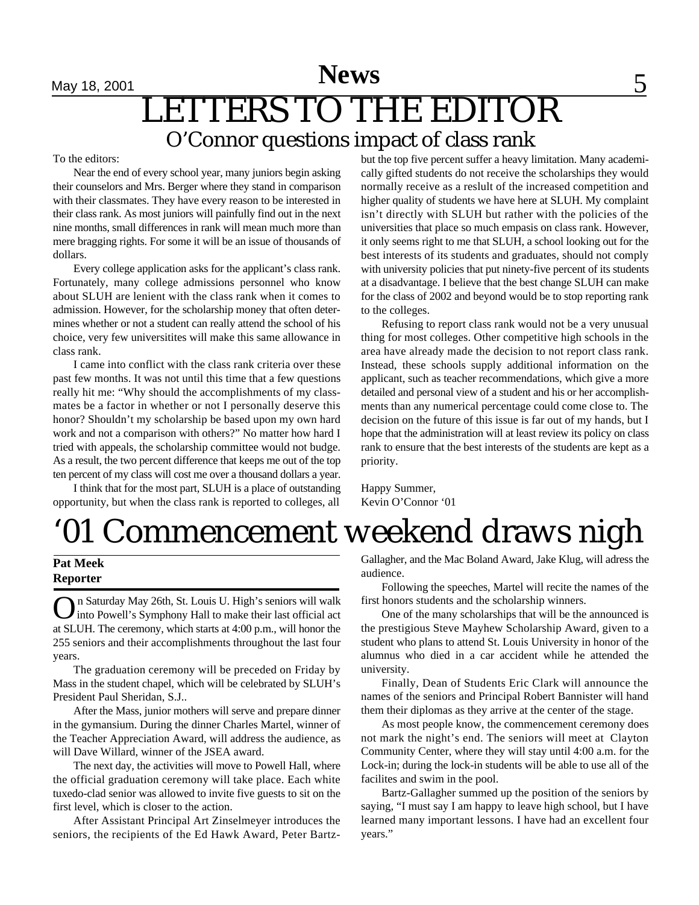# LETTERS TO THE EDITOR

## O'Connor questions impact of class rank

To the editors:

Near the end of every school year, many juniors begin asking their counselors and Mrs. Berger where they stand in comparison with their classmates. They have every reason to be interested in their class rank. As most juniors will painfully find out in the next nine months, small differences in rank will mean much more than mere bragging rights. For some it will be an issue of thousands of dollars.

Every college application asks for the applicant's class rank. Fortunately, many college admissions personnel who know about SLUH are lenient with the class rank when it comes to admission. However, for the scholarship money that often determines whether or not a student can really attend the school of his choice, very few universitites will make this same allowance in class rank.

I came into conflict with the class rank criteria over these past few months. It was not until this time that a few questions really hit me: "Why should the accomplishments of my classmates be a factor in whether or not I personally deserve this honor? Shouldn't my scholarship be based upon my own hard work and not a comparison with others?" No matter how hard I tried with appeals, the scholarship committee would not budge. As a result, the two percent difference that keeps me out of the top ten percent of my class will cost me over a thousand dollars a year.

I think that for the most part, SLUH is a place of outstanding opportunity, but when the class rank is reported to colleges, all but the top five percent suffer a heavy limitation. Many academically gifted students do not receive the scholarships they would normally receive as a reslult of the increased competition and higher quality of students we have here at SLUH. My complaint isn't directly with SLUH but rather with the policies of the universities that place so much empasis on class rank. However, it only seems right to me that SLUH, a school looking out for the best interests of its students and graduates, should not comply with university policies that put ninety-five percent of its students at a disadvantage. I believe that the best change SLUH can make for the class of 2002 and beyond would be to stop reporting rank to the colleges.

Refusing to report class rank would not be a very unusual thing for most colleges. Other competitive high schools in the area have already made the decision to not report class rank. Instead, these schools supply additional information on the applicant, such as teacher recommendations, which give a more detailed and personal view of a student and his or her accomplishments than any numerical percentage could come close to. The decision on the future of this issue is far out of my hands, but I hope that the administration will at least review its policy on class rank to ensure that the best interests of the students are kept as a priority.

Happy Summer,
Kevin O'Connor '01

# '01 Commencement weekend draws nigh

**Pat Meek**
**Reporter**

On Saturday May 26th, St. Louis U. High's seniors will walk into Powell's Symphony Hall to make their last official act at SLUH. The ceremony, which starts at 4:00 p.m., will honor the 255 seniors and their accomplishments throughout the last four years.

The graduation ceremony will be preceded on Friday by Mass in the student chapel, which will be celebrated by SLUH's President Paul Sheridan, S.J..

After the Mass, junior mothers will serve and prepare dinner in the gymansium. During the dinner Charles Martel, winner of the Teacher Appreciation Award, will address the audience, as will Dave Willard, winner of the JSEA award.

The next day, the activities will move to Powell Hall, where the official graduation ceremony will take place. Each white tuxedo-clad senior was allowed to invite five guests to sit on the first level, which is closer to the action.

After Assistant Principal Art Zinselmeyer introduces the seniors, the recipients of the Ed Hawk Award, Peter Bartz-Gallagher, and the Mac Boland Award, Jake Klug, will adress the audience.

Following the speeches, Martel will recite the names of the first honors students and the scholarship winners.

One of the many scholarships that will be the announced is the prestigious Steve Mayhew Scholarship Award, given to a student who plans to attend St. Louis University in honor of the alumnus who died in a car accident while he attended the university.

Finally, Dean of Students Eric Clark will announce the names of the seniors and Principal Robert Bannister will hand them their diplomas as they arrive at the center of the stage.

As most people know, the commencement ceremony does not mark the night's end. The seniors will meet at Clayton Community Center, where they will stay until 4:00 a.m. for the Lock-in; during the lock-in students will be able to use all of the facilites and swim in the pool.

Bartz-Gallagher summed up the position of the seniors by saying, "I must say I am happy to leave high school, but I have learned many important lessons. I have had an excellent four years."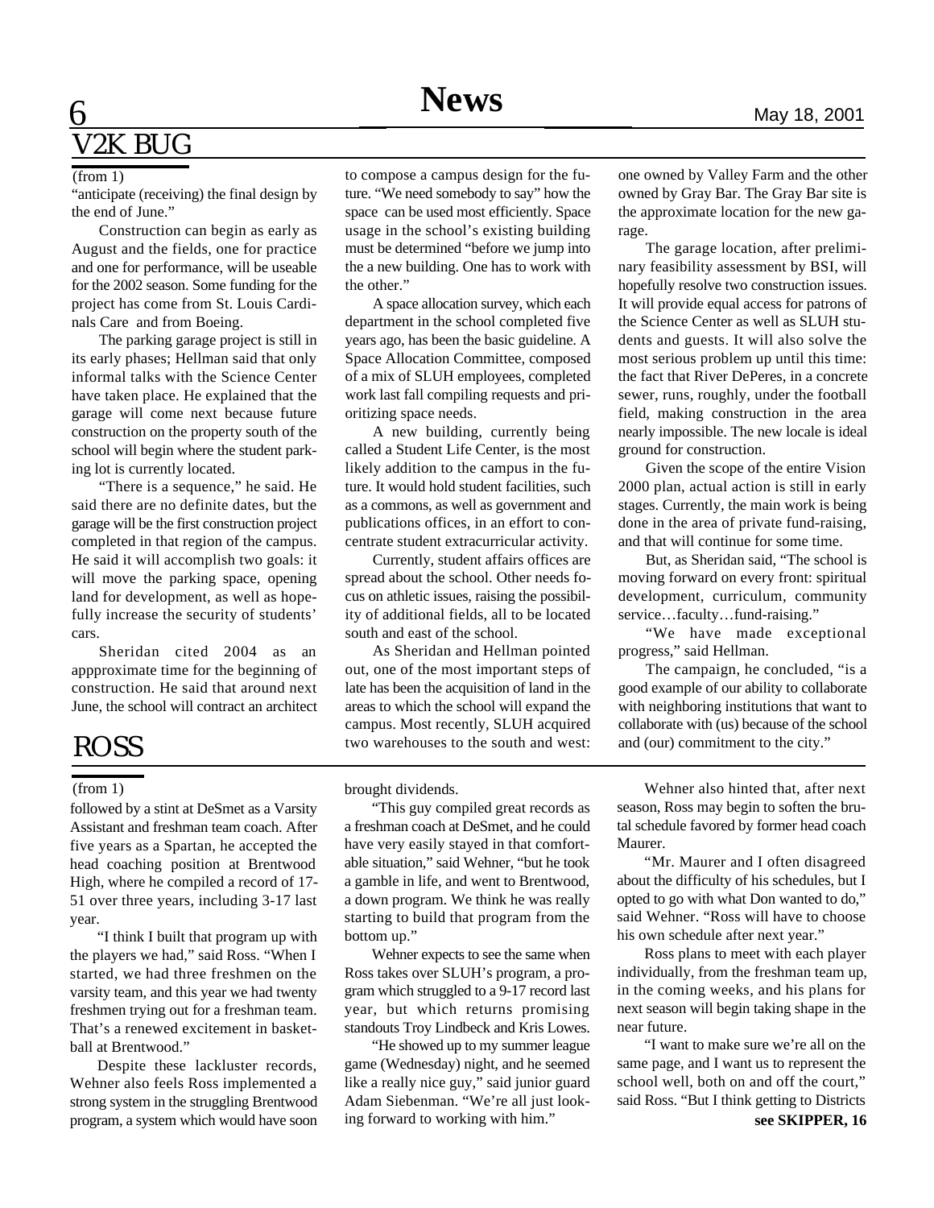## V2K BUG

(from 1)

"anticipate (receiving) the final design by the end of June."

Construction can begin as early as August and the fields, one for practice and one for performance, will be useable for the 2002 season. Some funding for the project has come from St. Louis Cardinals Care and from Boeing.

The parking garage project is still in its early phases; Hellman said that only informal talks with the Science Center have taken place. He explained that the garage will come next because future construction on the property south of the school will begin where the student parking lot is currently located.

"There is a sequence," he said. He said there are no definite dates, but the garage will be the first construction project completed in that region of the campus. He said it will accomplish two goals: it will move the parking space, opening land for development, as well as hopefully increase the security of students' cars.

Sheridan cited 2004 as an appproximate time for the beginning of construction. He said that around next June, the school will contract an architect to compose a campus design for the future. "We need somebody to say" how the space can be used most efficiently. Space usage in the school's existing building must be determined "before we jump into the a new building. One has to work with the other."

A space allocation survey, which each department in the school completed five years ago, has been the basic guideline. A Space Allocation Committee, composed of a mix of SLUH employees, completed work last fall compiling requests and prioritizing space needs.

A new building, currently being called a Student Life Center, is the most likely addition to the campus in the future. It would hold student facilities, such as a commons, as well as government and publications offices, in an effort to concentrate student extracurricular activity.

Currently, student affairs offices are spread about the school. Other needs focus on athletic issues, raising the possibility of additional fields, all to be located south and east of the school.

As Sheridan and Hellman pointed out, one of the most important steps of late has been the acquisition of land in the areas to which the school will expand the campus. Most recently, SLUH acquired two warehouses to the south and west: one owned by Valley Farm and the other owned by Gray Bar. The Gray Bar site is the approximate location for the new garage.

The garage location, after preliminary feasibility assessment by BSI, will hopefully resolve two construction issues. It will provide equal access for patrons of the Science Center as well as SLUH students and guests. It will also solve the most serious problem up until this time: the fact that River DePeres, in a concrete sewer, runs, roughly, under the football field, making construction in the area nearly impossible. The new locale is ideal ground for construction.

Given the scope of the entire Vision 2000 plan, actual action is still in early stages. Currently, the main work is being done in the area of private fund-raising, and that will continue for some time.

But, as Sheridan said, "The school is moving forward on every front: spiritual development, curriculum, community service…faculty…fund-raising."

"We have made exceptional progress," said Hellman.

The campaign, he concluded, "is a good example of our ability to collaborate with neighboring institutions that want to collaborate with (us) because of the school and (our) commitment to the city."

## ROSS

(from 1)

followed by a stint at DeSmet as a Varsity Assistant and freshman team coach. After five years as a Spartan, he accepted the head coaching position at Brentwood High, where he compiled a record of 17-51 over three years, including 3-17 last year.

"I think I built that program up with the players we had," said Ross. "When I started, we had three freshmen on the varsity team, and this year we had twenty freshmen trying out for a freshman team. That's a renewed excitement in basketball at Brentwood."

Despite these lackluster records, Wehner also feels Ross implemented a strong system in the struggling Brentwood program, a system which would have soon brought dividends.

"This guy compiled great records as a freshman coach at DeSmet, and he could have very easily stayed in that comfortable situation," said Wehner, "but he took a gamble in life, and went to Brentwood, a down program. We think he was really starting to build that program from the bottom up."

Wehner expects to see the same when Ross takes over SLUH's program, a program which struggled to a 9-17 record last year, but which returns promising standouts Troy Lindbeck and Kris Lowes.

"He showed up to my summer league game (Wednesday) night, and he seemed like a really nice guy," said junior guard Adam Siebenman. "We're all just looking forward to working with him."

Wehner also hinted that, after next season, Ross may begin to soften the brutal schedule favored by former head coach Maurer.

"Mr. Maurer and I often disagreed about the difficulty of his schedules, but I opted to go with what Don wanted to do," said Wehner. "Ross will have to choose his own schedule after next year."

Ross plans to meet with each player individually, from the freshman team up, in the coming weeks, and his plans for next season will begin taking shape in the near future.

"I want to make sure we're all on the same page, and I want us to represent the school well, both on and off the court," said Ross. "But I think getting to Districts

**see SKIPPER, 16**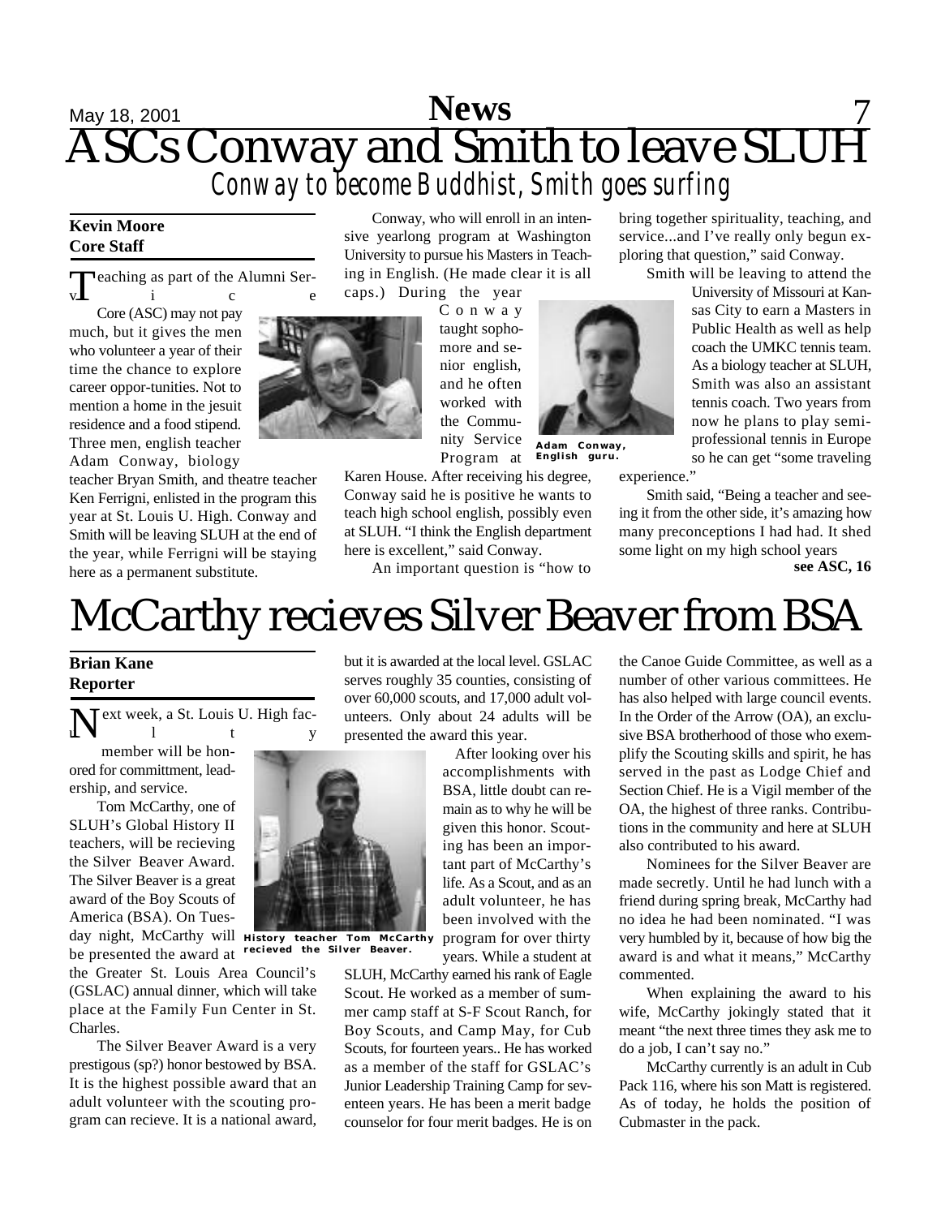# ASCs Conway and Smith to leave SLUH

*Conway to become Buddhist, Smith goes surfing*

**Kevin Moore**
**Core Staff**

Teaching as part of the Alumni Service Core (ASC) may not pay much, but it gives the men who volunteer a year of their time the chance to explore career oppor-tunities. Not to mention a home in the jesuit residence and a food stipend. Three men, english teacher Adam Conway, biology teacher Bryan Smith, and theatre teacher Ken Ferrigni, enlisted in the program this year at St. Louis U. High. Conway and Smith will be leaving SLUH at the end of the year, while Ferrigni will be staying here as a permanent substitute.

Conway, who will enroll in an intensive yearlong program at Washington University to pursue his Masters in Teaching in English. (He made clear it is all caps.) During the year Conway taught sophomore and senior english, and he often worked with the Community Service Program at Karen House. After receiving his degree, Conway said he is positive he wants to teach high school english, possibly even at SLUH. "I think the English department here is excellent," said Conway.

Adam Conway, English guru.

An important question is "how to bring together spirituality, teaching, and service...and I've really only begun exploring that question," said Conway.

Smith will be leaving to attend the University of Missouri at Kansas City to earn a Masters in Public Health as well as help coach the UMKC tennis team. As a biology teacher at SLUH, Smith was also an assistant tennis coach. Two years from now he plans to play semi-professional tennis in Europe so he can get "some traveling experience."

Smith said, "Being a teacher and seeing it from the other side, it's amazing how many preconceptions I had had. It shed some light on my high school years

**see ASC, 16**

# McCarthy recieves Silver Beaver from BSA

**Brian Kane**
**Reporter**

Next week, a St. Louis U. High faculty member will be honored for committment, leadership, and service.

Tom McCarthy, one of SLUH's Global History II teachers, will be recieving the Silver Beaver Award. The Silver Beaver is a great award of the Boy Scouts of America (BSA). On Tuesday night, McCarthy will be presented the award at the Greater St. Louis Area Council's (GSLAC) annual dinner, which will take place at the Family Fun Center in St. Charles.

History teacher Tom McCarthy recieved the Silver Beaver.

The Silver Beaver Award is a very prestigous (sp?) honor bestowed by BSA. It is the highest possible award that an adult volunteer with the scouting program can recieve. It is a national award, but it is awarded at the local level. GSLAC serves roughly 35 counties, consisting of over 60,000 scouts, and 17,000 adult volunteers. Only about 24 adults will be presented the award this year.

After looking over his accomplishments with BSA, little doubt can remain as to why he will be given this honor. Scouting has been an important part of McCarthy's life. As a Scout, and as an adult volunteer, he has been involved with the program for over thirty years. While a student at SLUH, McCarthy earned his rank of Eagle Scout. He worked as a member of summer camp staff at S-F Scout Ranch, for Boy Scouts, and Camp May, for Cub Scouts, for fourteen years.. He has worked as a member of the staff for GSLAC's Junior Leadership Training Camp for seventeen years. He has been a merit badge counselor for four merit badges. He is on the Canoe Guide Committee, as well as a number of other various committees. He has also helped with large council events. In the Order of the Arrow (OA), an exclusive BSA brotherhood of those who exemplify the Scouting skills and spirit, he has served in the past as Lodge Chief and Section Chief. He is a Vigil member of the OA, the highest of three ranks. Contributions in the community and here at SLUH also contributed to his award.

Nominees for the Silver Beaver are made secretly. Until he had lunch with a friend during spring break, McCarthy had no idea he had been nominated. "I was very humbled by it, because of how big the award is and what it means," McCarthy commented.

When explaining the award to his wife, McCarthy jokingly stated that it meant "the next three times they ask me to do a job, I can't say no."

McCarthy currently is an adult in Cub Pack 116, where his son Matt is registered. As of today, he holds the position of Cubmaster in the pack.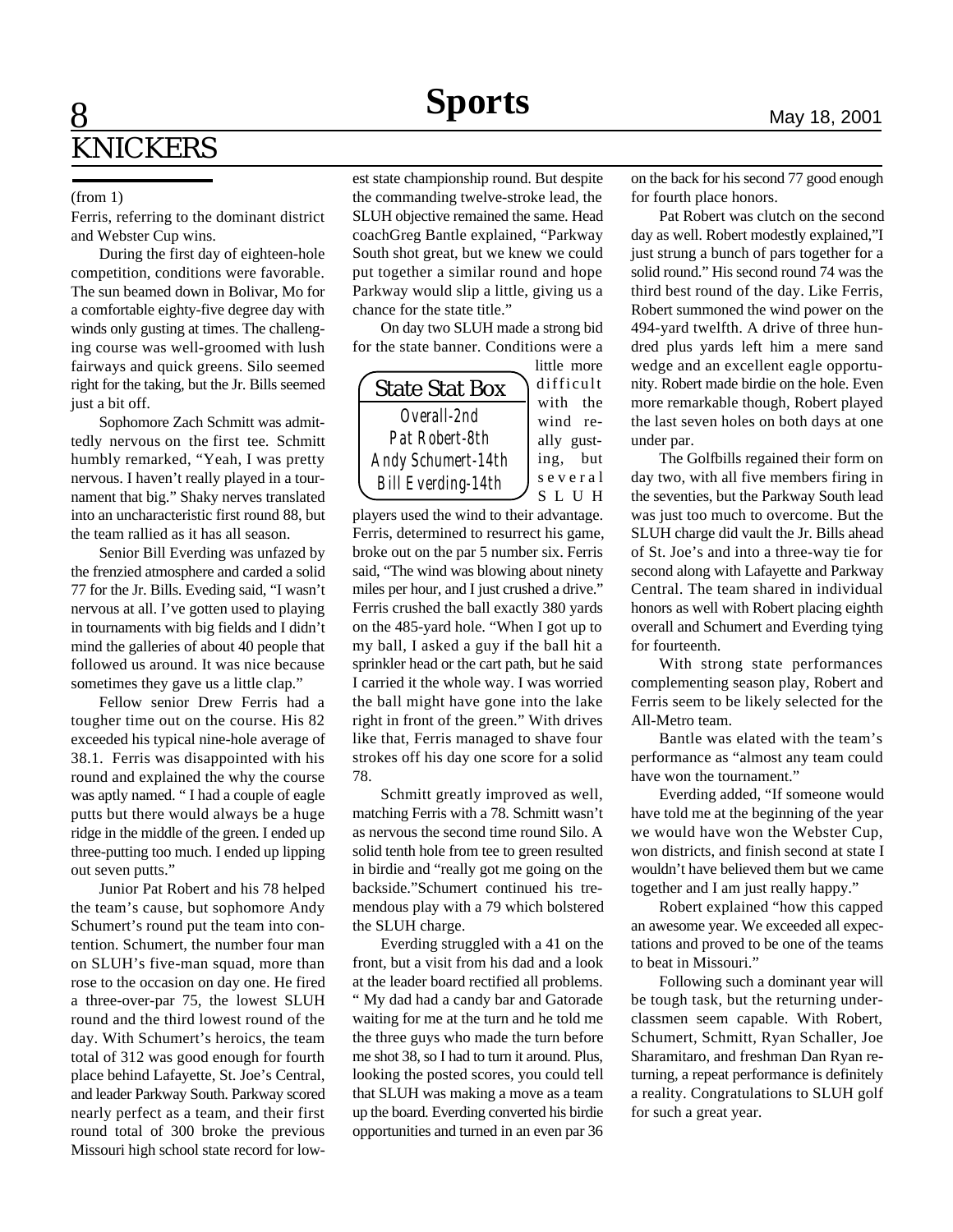# KNICKERS

(from 1)

Ferris, referring to the dominant district and Webster Cup wins.

During the first day of eighteen-hole competition, conditions were favorable. The sun beamed down in Bolivar, Mo for a comfortable eighty-five degree day with winds only gusting at times. The challenging course was well-groomed with lush fairways and quick greens. Silo seemed right for the taking, but the Jr. Bills seemed just a bit off.

Sophomore Zach Schmitt was admittedly nervous on the first tee. Schmitt humbly remarked, "Yeah, I was pretty nervous. I haven't really played in a tournament that big." Shaky nerves translated into an uncharacteristic first round 88, but the team rallied as it has all season.

Senior Bill Everding was unfazed by the frenzied atmosphere and carded a solid 77 for the Jr. Bills. Eveding said, "I wasn't nervous at all. I've gotten used to playing in tournaments with big fields and I didn't mind the galleries of about 40 people that followed us around. It was nice because sometimes they gave us a little clap."

Fellow senior Drew Ferris had a tougher time out on the course. His 82 exceeded his typical nine-hole average of 38.1. Ferris was disappointed with his round and explained the why the course was aptly named. " I had a couple of eagle putts but there would always be a huge ridge in the middle of the green. I ended up three-putting too much. I ended up lipping out seven putts."

Junior Pat Robert and his 78 helped the team's cause, but sophomore Andy Schumert's round put the team into contention. Schumert, the number four man on SLUH's five-man squad, more than rose to the occasion on day one. He fired a three-over-par 75, the lowest SLUH round and the third lowest round of the day. With Schumert's heroics, the team total of 312 was good enough for fourth place behind Lafayette, St. Joe's Central, and leader Parkway South. Parkway scored nearly perfect as a team, and their first round total of 300 broke the previous Missouri high school state record for lowest state championship round. But despite the commanding twelve-stroke lead, the SLUH objective remained the same. Head coachGreg Bantle explained, "Parkway South shot great, but we knew we could put together a similar round and hope Parkway would slip a little, giving us a chance for the state title."

On day two SLUH made a strong bid for the state banner. Conditions were a little more difficult with the wind really gusting, but several SLUH players used the wind to their advantage. Ferris, determined to resurrect his game, broke out on the par 5 number six. Ferris said, "The wind was blowing about ninety miles per hour, and I just crushed a drive." Ferris crushed the ball exactly 380 yards on the 485-yard hole. "When I got up to my ball, I asked a guy if the ball hit a sprinkler head or the cart path, but he said I carried it the whole way. I was worried the ball might have gone into the lake right in front of the green." With drives like that, Ferris managed to shave four strokes off his day one score for a solid 78.

**State Stat Box**
Overall-2nd
Pat Robert-8th
Andy Schumert-14th
Bill Everding-14th

Schmitt greatly improved as well, matching Ferris with a 78. Schmitt wasn't as nervous the second time round Silo. A solid tenth hole from tee to green resulted in birdie and "really got me going on the backside."Schumert continued his tremendous play with a 79 which bolstered the SLUH charge.

Everding struggled with a 41 on the front, but a visit from his dad and a look at the leader board rectified all problems. " My dad had a candy bar and Gatorade waiting for me at the turn and he told me the three guys who made the turn before me shot 38, so I had to turn it around. Plus, looking the posted scores, you could tell that SLUH was making a move as a team up the board. Everding converted his birdie opportunities and turned in an even par 36 on the back for his second 77 good enough for fourth place honors.

Pat Robert was clutch on the second day as well. Robert modestly explained,"I just strung a bunch of pars together for a solid round." His second round 74 was the third best round of the day. Like Ferris, Robert summoned the wind power on the 494-yard twelfth. A drive of three hundred plus yards left him a mere sand wedge and an excellent eagle opportunity. Robert made birdie on the hole. Even more remarkable though, Robert played the last seven holes on both days at one under par.

The Golfbills regained their form on day two, with all five members firing in the seventies, but the Parkway South lead was just too much to overcome. But the SLUH charge did vault the Jr. Bills ahead of St. Joe's and into a three-way tie for second along with Lafayette and Parkway Central. The team shared in individual honors as well with Robert placing eighth overall and Schumert and Everding tying for fourteenth.

With strong state performances complementing season play, Robert and Ferris seem to be likely selected for the All-Metro team.

Bantle was elated with the team's performance as "almost any team could have won the tournament."

Everding added, "If someone would have told me at the beginning of the year we would have won the Webster Cup, won districts, and finish second at state I wouldn't have believed them but we came together and I am just really happy."

Robert explained "how this capped an awesome year. We exceeded all expectations and proved to be one of the teams to beat in Missouri."

Following such a dominant year will be tough task, but the returning underclassmen seem capable. With Robert, Schumert, Schmitt, Ryan Schaller, Joe Sharamitaro, and freshman Dan Ryan returning, a repeat performance is definitely a reality. Congratulations to SLUH golf for such a great year.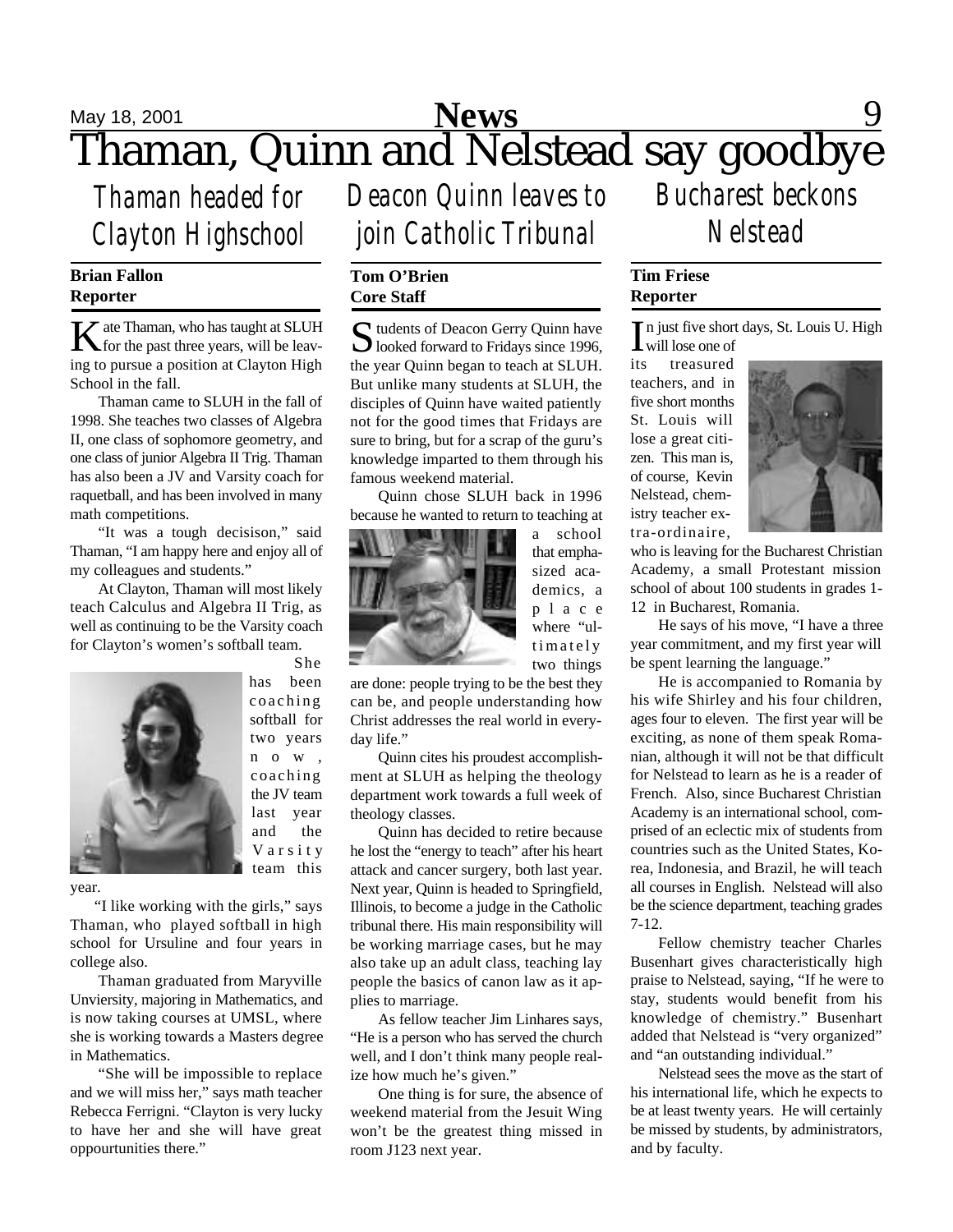# Thaman, Quinn and Nelstead say goodbye

## *Thaman headed for Clayton Highschool*

**Brian Fallon**
**Reporter**

Kate Thaman, who has taught at SLUH for the past three years, will be leaving to pursue a position at Clayton High School in the fall.

Thaman came to SLUH in the fall of 1998. She teaches two classes of Algebra II, one class of sophomore geometry, and one class of junior Algebra II Trig. Thaman has also been a JV and Varsity coach for raquetball, and has been involved in many math competitions.

"It was a tough decisison," said Thaman, "I am happy here and enjoy all of my colleagues and students."

At Clayton, Thaman will most likely teach Calculus and Algebra II Trig, as well as continuing to be the Varsity coach for Clayton's women's softball team.

She has been coaching softball for two years now, coaching the JV team last year and the Varsity team this year.

"I like working with the girls," says Thaman, who played softball in high school for Ursuline and four years in college also.

Thaman graduated from Maryville Unviersity, majoring in Mathematics, and is now taking courses at UMSL, where she is working towards a Masters degree in Mathematics.

"She will be impossible to replace and we will miss her," says math teacher Rebecca Ferrigni. "Clayton is very lucky to have her and she will have great oppourtunities there."

## *Deacon Quinn leaves to join Catholic Tribunal*

**Tom O'Brien**
**Core Staff**

Students of Deacon Gerry Quinn have looked forward to Fridays since 1996, the year Quinn began to teach at SLUH. But unlike many students at SLUH, the disciples of Quinn have waited patiently not for the good times that Fridays are sure to bring, but for a scrap of the guru's knowledge imparted to them through his famous weekend material.

Quinn chose SLUH back in 1996 because he wanted to return to teaching at a school that emphasized academics, a place where "ultimately two things are done: people trying to be the best they can be, and people understanding how Christ addresses the real world in everyday life."

Quinn cites his proudest accomplishment at SLUH as helping the theology department work towards a full week of theology classes.

Quinn has decided to retire because he lost the "energy to teach" after his heart attack and cancer surgery, both last year. Next year, Quinn is headed to Springfield, Illinois, to become a judge in the Catholic tribunal there. His main responsibility will be working marriage cases, but he may also take up an adult class, teaching lay people the basics of canon law as it applies to marriage.

As fellow teacher Jim Linhares says, "He is a person who has served the church well, and I don't think many people realize how much he's given."

One thing is for sure, the absence of weekend material from the Jesuit Wing won't be the greatest thing missed in room J123 next year.

## *Bucharest beckons Nelstead*

**Tim Friese**
**Reporter**

In just five short days, St. Louis U. High will lose one of its treasured teachers, and in five short months St. Louis will lose a great citizen. This man is, of course, Kevin Nelstead, chemistry teacher extra-ordinaire, who is leaving for the Bucharest Christian Academy, a small Protestant mission school of about 100 students in grades 1-12 in Bucharest, Romania.

He says of his move, "I have a three year commitment, and my first year will be spent learning the language."

He is accompanied to Romania by his wife Shirley and his four children, ages four to eleven. The first year will be exciting, as none of them speak Romanian, although it will not be that difficult for Nelstead to learn as he is a reader of French. Also, since Bucharest Christian Academy is an international school, comprised of an eclectic mix of students from countries such as the United States, Korea, Indonesia, and Brazil, he will teach all courses in English. Nelstead will also be the science department, teaching grades 7-12.

Fellow chemistry teacher Charles Busenhart gives characteristically high praise to Nelstead, saying, "If he were to stay, students would benefit from his knowledge of chemistry." Busenhart added that Nelstead is "very organized" and "an outstanding individual."

Nelstead sees the move as the start of his international life, which he expects to be at least twenty years. He will certainly be missed by students, by administrators, and by faculty.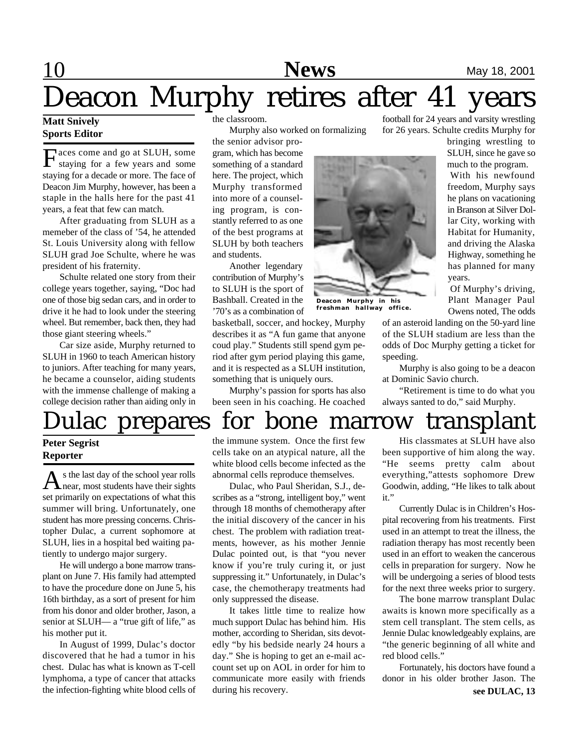# Deacon Murphy retires after 41 years

**Matt Snively**
**Sports Editor**

Faces come and go at SLUH, some staying for a few years and some staying for a decade or more. The face of Deacon Jim Murphy, however, has been a staple in the halls here for the past 41 years, a feat that few can match.

After graduating from SLUH as a memeber of the class of '54, he attended St. Louis University along with fellow SLUH grad Joe Schulte, where he was president of his fraternity.

Schulte related one story from their college years together, saying, "Doc had one of those big sedan cars, and in order to drive it he had to look under the steering wheel. But remember, back then, they had those giant steering wheels."

Car size aside, Murphy returned to SLUH in 1960 to teach American history to juniors. After teaching for many years, he became a counselor, aiding students with the immense challenge of making a college decision rather than aiding only in the classroom.

Murphy also worked on formalizing the senior advisor program, which has become something of a standard here. The project, which Murphy transformed into more of a counseling program, is constantly referred to as one of the best programs at SLUH by both teachers and students.

Another legendary contribution of Murphy's to SLUH is the sport of Bashball. Created in the '70's as a combination of basketball, soccer, and hockey, Murphy describes it as "A fun game that anyone coud play." Students still spend gym period after gym period playing this game, and it is respected as a SLUH institution, something that is uniquely ours.

Murphy's passion for sports has also been seen in his coaching. He coached football for 24 years and varsity wrestling for 26 years. Schulte credits Murphy for bringing wrestling to SLUH, since he gave so much to the program.

Deacon Murphy in his freshman hallway office.

With his newfound freedom, Murphy says he plans on vacationing in Branson at Silver Dollar City, working with Habitat for Humanity, and driving the Alaska Highway, something he has planned for many years.

Of Murphy's driving, Plant Manager Paul Owens noted, The odds of an asteroid landing on the 50-yard line of the SLUH stadium are less than the odds of Doc Murphy getting a ticket for speeding.

Murphy is also going to be a deacon at Dominic Savio church.

"Retirement is time to do what you always santed to do," said Murphy.

# Dulac prepares for bone marrow transplant

**Peter Segrist**
**Reporter**

As the last day of the school year rolls near, most students have their sights set primarily on expectations of what this summer will bring. Unfortunately, one student has more pressing concerns. Christopher Dulac, a current sophomore at SLUH, lies in a hospital bed waiting patiently to undergo major surgery.

He will undergo a bone marrow transplant on June 7. His family had attempted to have the procedure done on June 5, his 16th birthday, as a sort of present for him from his donor and older brother, Jason, a senior at SLUH— a "true gift of life," as his mother put it.

In August of 1999, Dulac's doctor discovered that he had a tumor in his chest. Dulac has what is known as T-cell lymphoma, a type of cancer that attacks the infection-fighting white blood cells of the immune system. Once the first few cells take on an atypical nature, all the white blood cells become infected as the abnormal cells reproduce themselves.

Dulac, who Paul Sheridan, S.J., describes as a "strong, intelligent boy," went through 18 months of chemotherapy after the initial discovery of the cancer in his chest. The problem with radiation treatments, however, as his mother Jennie Dulac pointed out, is that "you never know if you're truly curing it, or just suppressing it." Unfortunately, in Dulac's case, the chemotherapy treatments had only suppressed the disease.

It takes little time to realize how much support Dulac has behind him. His mother, according to Sheridan, sits devotedly "by his bedside nearly 24 hours a day." She is hoping to get an e-mail account set up on AOL in order for him to communicate more easily with friends during his recovery.

His classmates at SLUH have also been supportive of him along the way. "He seems pretty calm about everything,"attests sophomore Drew Goodwin, adding, "He likes to talk about it."

Currently Dulac is in Children's Hospital recovering from his treatments. First used in an attempt to treat the illness, the radiation therapy has most recently been used in an effort to weaken the cancerous cells in preparation for surgery. Now he will be undergoing a series of blood tests for the next three weeks prior to surgery.

The bone marrow transplant Dulac awaits is known more specifically as a stem cell transplant. The stem cells, as Jennie Dulac knowledgeably explains, are "the generic beginning of all white and red blood cells."

Fortunately, his doctors have found a donor in his older brother Jason. The

**see DULAC, 13**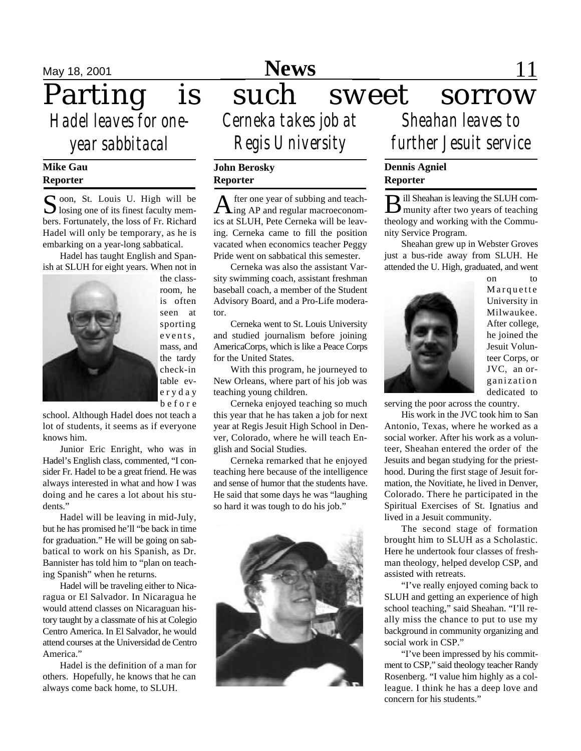# Parting is such sweet sorrow

## Hadel leaves for one-year sabbitacal

**Mike Gau**
**Reporter**

Soon, St. Louis U. High will be losing one of its finest faculty members. Fortunately, the loss of Fr. Richard Hadel will only be temporary, as he is embarking on a year-long sabbatical.

Hadel has taught English and Spanish at SLUH for eight years. When not in the classroom, he is often seen at sporting events, mass, and the tardy check-in table everyday before school. Although Hadel does not teach a lot of students, it seems as if everyone knows him.

Junior Eric Enright, who was in Hadel's English class, commented, "I consider Fr. Hadel to be a great friend. He was always interested in what and how I was doing and he cares a lot about his students."

Hadel will be leaving in mid-July, but he has promised he'll "be back in time for graduation." He will be going on sabbatical to work on his Spanish, as Dr. Bannister has told him to "plan on teaching Spanish" when he returns.

Hadel will be traveling either to Nicaragua or El Salvador. In Nicaragua he would attend classes on Nicaraguan history taught by a classmate of his at Colegio Centro America. In El Salvador, he would attend courses at the Universidad de Centro America."

Hadel is the definition of a man for others. Hopefully, he knows that he can always come back home, to SLUH.

## Cerneka takes job at Regis University

**John Berosky**
**Reporter**

After one year of subbing and teaching AP and regular macroeconomics at SLUH, Pete Cerneka will be leaving. Cerneka came to fill the position vacated when economics teacher Peggy Pride went on sabbatical this semester.

Cerneka was also the assistant Varsity swimming coach, assistant freshman baseball coach, a member of the Student Advisory Board, and a Pro-Life moderator.

Cerneka went to St. Louis University and studied journalism before joining AmericaCorps, which is like a Peace Corps for the United States.

With this program, he journeyed to New Orleans, where part of his job was teaching young children.

Cerneka enjoyed teaching so much this year that he has taken a job for next year at Regis Jesuit High School in Denver, Colorado, where he will teach English and Social Studies.

Cerneka remarked that he enjoyed teaching here because of the intelligence and sense of humor that the students have. He said that some days he was "laughing so hard it was tough to do his job."

## Sheahan leaves to further Jesuit service

**Dennis Agniel**
**Reporter**

Bill Sheahan is leaving the SLUH community after two years of teaching theology and working with the Community Service Program.

Sheahan grew up in Webster Groves just a bus-ride away from SLUH. He attended the U. High, graduated, and went on to Marquette University in Milwaukee. After college, he joined the Jesuit Volunteer Corps, or JVC, an organization dedicated to serving the poor across the country.

His work in the JVC took him to San Antonio, Texas, where he worked as a social worker. After his work as a volunteer, Sheahan entered the order of the Jesuits and began studying for the priesthood. During the first stage of Jesuit formation, the Novitiate, he lived in Denver, Colorado. There he participated in the Spiritual Exercises of St. Ignatius and lived in a Jesuit community.

The second stage of formation brought him to SLUH as a Scholastic. Here he undertook four classes of freshman theology, helped develop CSP, and assisted with retreats.

"I've really enjoyed coming back to SLUH and getting an experience of high school teaching," said Sheahan. "I'll really miss the chance to put to use my background in community organizing and social work in CSP."

"I've been impressed by his commitment to CSP," said theology teacher Randy Rosenberg. "I value him highly as a colleague. I think he has a deep love and concern for his students."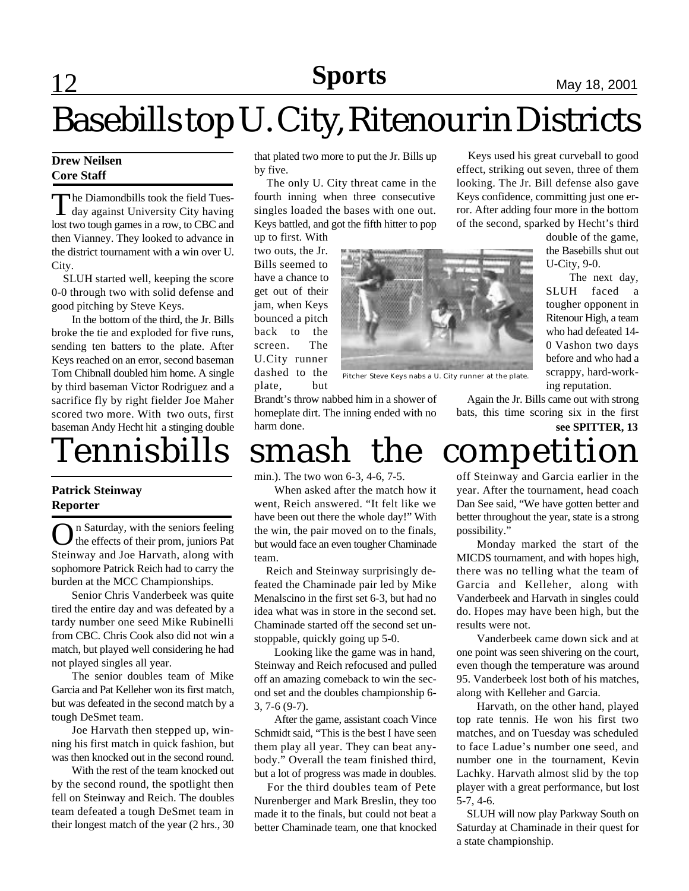# Basebills top U. City, Ritenour in Districts

**Drew Neilsen**
**Core Staff**

The Diamondbills took the field Tuesday against University City having lost two tough games in a row, to CBC and then Vianney. They looked to advance in the district tournament with a win over U. City.

SLUH started well, keeping the score 0-0 through two with solid defense and good pitching by Steve Keys.

In the bottom of the third, the Jr. Bills broke the tie and exploded for five runs, sending ten batters to the plate. After Keys reached on an error, second baseman Tom Chibnall doubled him home. A single by third baseman Victor Rodriguez and a sacrifice fly by right fielder Joe Maher scored two more. With two outs, first baseman Andy Hecht hit a stinging double that plated two more to put the Jr. Bills up by five.

The only U. City threat came in the fourth inning when three consecutive singles loaded the bases with one out. Keys battled, and got the fifth hitter to pop up to first. With two outs, the Jr. Bills seemed to have a chance to get out of their jam, when Keys bounced a pitch back to the screen. The U.City runner dashed to the plate, but Brandt's throw nabbed him in a shower of homeplate dirt. The inning ended with no harm done.

Pitcher Steve Keys nabs a U. City runner at the plate.

Keys used his great curveball to good effect, striking out seven, three of them looking. The Jr. Bill defense also gave Keys confidence, committing just one error. After adding four more in the bottom of the second, sparked by Hecht's third double of the game, the Basebills shut out U-City, 9-0.

The next day, SLUH faced a tougher opponent in Ritenour High, a team who had defeated 14-0 Vashon two days before and who had a scrappy, hard-working reputation.

Again the Jr. Bills came out with strong bats, this time scoring six in the first

**see SPITTER, 13**

# Tennisbills smash the competition

**Patrick Steinway**
**Reporter**

On Saturday, with the seniors feeling the effects of their prom, juniors Pat Steinway and Joe Harvath, along with sophomore Patrick Reich had to carry the burden at the MCC Championships.

Senior Chris Vanderbeek was quite tired the entire day and was defeated by a tardy number one seed Mike Rubinelli from CBC. Chris Cook also did not win a match, but played well considering he had not played singles all year.

The senior doubles team of Mike Garcia and Pat Kelleher won its first match, but was defeated in the second match by a tough DeSmet team.

Joe Harvath then stepped up, winning his first match in quick fashion, but was then knocked out in the second round.

With the rest of the team knocked out by the second round, the spotlight then fell on Steinway and Reich. The doubles team defeated a tough DeSmet team in their longest match of the year (2 hrs., 30 min.). The two won 6-3, 4-6, 7-5.

When asked after the match how it went, Reich answered. "It felt like we have been out there the whole day!" With the win, the pair moved on to the finals, but would face an even tougher Chaminade team.

Reich and Steinway surprisingly defeated the Chaminade pair led by Mike Menalscino in the first set 6-3, but had no idea what was in store in the second set. Chaminade started off the second set unstoppable, quickly going up 5-0.

Looking like the game was in hand, Steinway and Reich refocused and pulled off an amazing comeback to win the second set and the doubles championship 6-3, 7-6 (9-7).

After the game, assistant coach Vince Schmidt said, "This is the best I have seen them play all year. They can beat anybody." Overall the team finished third, but a lot of progress was made in doubles.

For the third doubles team of Pete Nurenberger and Mark Breslin, they too made it to the finals, but could not beat a better Chaminade team, one that knocked off Steinway and Garcia earlier in the year. After the tournament, head coach Dan See said, "We have gotten better and better throughout the year, state is a strong possibility."

Monday marked the start of the MICDS tournament, and with hopes high, there was no telling what the team of Garcia and Kelleher, along with Vanderbeek and Harvath in singles could do. Hopes may have been high, but the results were not.

Vanderbeek came down sick and at one point was seen shivering on the court, even though the temperature was around 95. Vanderbeek lost both of his matches, along with Kelleher and Garcia.

Harvath, on the other hand, played top rate tennis. He won his first two matches, and on Tuesday was scheduled to face Ladue's number one seed, and number one in the tournament, Kevin Lachky. Harvath almost slid by the top player with a great performance, but lost 5-7, 4-6.

SLUH will now play Parkway South on Saturday at Chaminade in their quest for a state championship.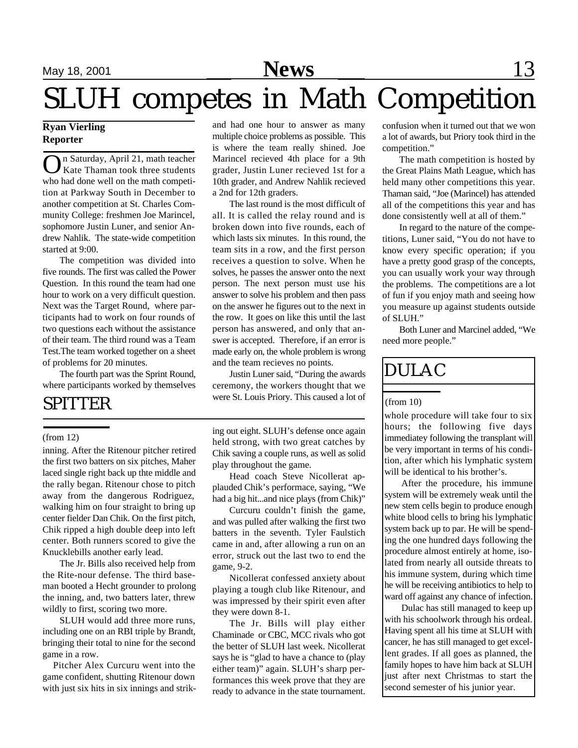# SLUH competes in Math Competition

**Ryan Vierling**
**Reporter**

On Saturday, April 21, math teacher Kate Thaman took three students who had done well on the math competition at Parkway South in December to another competition at St. Charles Community College: freshmen Joe Marincel, sophomore Justin Luner, and senior Andrew Nahlik. The state-wide competition started at 9:00.

The competition was divided into five rounds. The first was called the Power Question. In this round the team had one hour to work on a very difficult question. Next was the Target Round, where participants had to work on four rounds of two questions each without the assistance of their team. The third round was a Team Test.The team worked together on a sheet of problems for 20 minutes.

The fourth part was the Sprint Round, where participants worked by themselves and had one hour to answer as many multiple choice problems as possible. This is where the team really shined. Joe Marincel recieved 4th place for a 9th grader, Justin Luner recieved 1st for a 10th grader, and Andrew Nahlik recieved a 2nd for 12th graders.

The last round is the most difficult of all. It is called the relay round and is broken down into five rounds, each of which lasts six minutes. In this round, the team sits in a row, and the first person receives a question to solve. When he solves, he passes the answer onto the next person. The next person must use his answer to solve his problem and then pass on the answer he figures out to the next in the row. It goes on like this until the last person has answered, and only that answer is accepted. Therefore, if an error is made early on, the whole problem is wrong and the team recieves no points.

Justin Luner said, "During the awards ceremony, the workers thought that we were St. Louis Priory. This caused a lot of confusion when it turned out that we won a lot of awards, but Priory took third in the competition."

The math competition is hosted by the Great Plains Math League, which has held many other competitions this year. Thaman said, "Joe (Marincel) has attended all of the competitions this year and has done consistently well at all of them."

In regard to the nature of the competitions, Luner said, "You do not have to know every specific operation; if you have a pretty good grasp of the concepts, you can usually work your way through the problems. The competitions are a lot of fun if you enjoy math and seeing how you measure up against students outside of SLUH."

Both Luner and Marcinel added, "We need more people."

## SPITTER

(from 12)

inning. After the Ritenour pitcher retired the first two batters on six pitches, Maher laced single right back up thte middle and the rally began. Ritenour chose to pitch away from the dangerous Rodriguez, walking him on four straight to bring up center fielder Dan Chik. On the first pitch, Chik ripped a high double deep into left center. Both runners scored to give the Knucklebills another early lead.

The Jr. Bills also received help from the Rite-nour defense. The third baseman booted a Hecht grounder to prolong the inning, and, two batters later, threw wildly to first, scoring two more.

SLUH would add three more runs, including one on an RBI triple by Brandt, bringing their total to nine for the second game in a row.

Pitcher Alex Curcuru went into the game confident, shutting Ritenour down with just six hits in six innings and striking out eight. SLUH's defense once again held strong, with two great catches by Chik saving a couple runs, as well as solid play throughout the game.

Head coach Steve Nicollerat applauded Chik's performace, saying, "We had a big hit...and nice plays (from Chik)"

Curcuru couldn't finish the game, and was pulled after walking the first two batters in the seventh. Tyler Faulstich came in and, after allowing a run on an error, struck out the last two to end the game, 9-2.

Nicollerat confessed anxiety about playing a tough club like Ritenour, and was impressed by their spirit even after they were down 8-1.

The Jr. Bills will play either Chaminade or CBC, MCC rivals who got the better of SLUH last week. Nicollerat says he is "glad to have a chance to (play either team)" again. SLUH's sharp performances this week prove that they are ready to advance in the state tournament.

## DULAC

(from 10)

whole procedure will take four to six hours; the following five days immediatey following the transplant will be very important in terms of his condition, after which his lymphatic system will be identical to his brother's.

After the procedure, his immune system will be extremely weak until the new stem cells begin to produce enough white blood cells to bring his lymphatic system back up to par. He will be spending the one hundred days following the procedure almost entirely at home, isolated from nearly all outside threats to his immune system, during which time he will be receiving antibiotics to help to ward off against any chance of infection.

Dulac has still managed to keep up with his schoolwork through his ordeal. Having spent all his time at SLUH with cancer, he has still managed to get excellent grades. If all goes as planned, the family hopes to have him back at SLUH just after next Christmas to start the second semester of his junior year.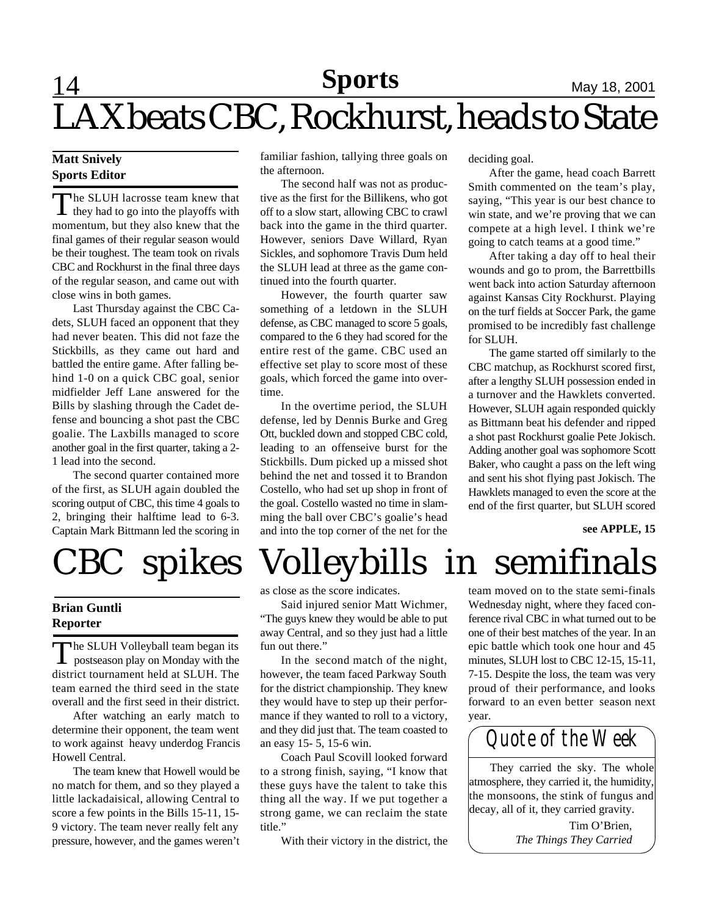# LAX beats CBC, Rockhurst, heads to State

**Matt Snively**
**Sports Editor**

The SLUH lacrosse team knew that they had to go into the playoffs with momentum, but they also knew that the final games of their regular season would be their toughest. The team took on rivals CBC and Rockhurst in the final three days of the regular season, and came out with close wins in both games.

Last Thursday against the CBC Cadets, SLUH faced an opponent that they had never beaten. This did not faze the Stickbills, as they came out hard and battled the entire game. After falling behind 1-0 on a quick CBC goal, senior midfielder Jeff Lane answered for the Bills by slashing through the Cadet defense and bouncing a shot past the CBC goalie. The Laxbills managed to score another goal in the first quarter, taking a 2-1 lead into the second.

The second quarter contained more of the first, as SLUH again doubled the scoring output of CBC, this time 4 goals to 2, bringing their halftime lead to 6-3. Captain Mark Bittmann led the scoring in familiar fashion, tallying three goals on the afternoon.

The second half was not as productive as the first for the Billikens, who got off to a slow start, allowing CBC to crawl back into the game in the third quarter. However, seniors Dave Willard, Ryan Sickles, and sophomore Travis Dum held the SLUH lead at three as the game continued into the fourth quarter.

However, the fourth quarter saw something of a letdown in the SLUH defense, as CBC managed to score 5 goals, compared to the 6 they had scored for the entire rest of the game. CBC used an effective set play to score most of these goals, which forced the game into overtime.

In the overtime period, the SLUH defense, led by Dennis Burke and Greg Ott, buckled down and stopped CBC cold, leading to an offenseive burst for the Stickbills. Dum picked up a missed shot behind the net and tossed it to Brandon Costello, who had set up shop in front of the goal. Costello wasted no time in slamming the ball over CBC's goalie's head and into the top corner of the net for the deciding goal.

After the game, head coach Barrett Smith commented on the team's play, saying, "This year is our best chance to win state, and we're proving that we can compete at a high level. I think we're going to catch teams at a good time."

After taking a day off to heal their wounds and go to prom, the Barrettbills went back into action Saturday afternoon against Kansas City Rockhurst. Playing on the turf fields at Soccer Park, the game promised to be incredibly fast challenge for SLUH.

The game started off similarly to the CBC matchup, as Rockhurst scored first, after a lengthy SLUH possession ended in a turnover and the Hawklets converted. However, SLUH again responded quickly as Bittmann beat his defender and ripped a shot past Rockhurst goalie Pete Jokisch. Adding another goal was sophomore Scott Baker, who caught a pass on the left wing and sent his shot flying past Jokisch. The Hawklets managed to even the score at the end of the first quarter, but SLUH scored

**see APPLE, 15**

# CBC spikes Volleybills in semifinals

**Brian Guntli**
**Reporter**

The SLUH Volleyball team began its postseason play on Monday with the district tournament held at SLUH. The team earned the third seed in the state overall and the first seed in their district.

After watching an early match to determine their opponent, the team went to work against heavy underdog Francis Howell Central.

The team knew that Howell would be no match for them, and so they played a little lackadaisical, allowing Central to score a few points in the Bills 15-11, 15-9 victory. The team never really felt any pressure, however, and the games weren't as close as the score indicates.

Said injured senior Matt Wichmer, "The guys knew they would be able to put away Central, and so they just had a little fun out there."

In the second match of the night, however, the team faced Parkway South for the district championship. They knew they would have to step up their performance if they wanted to roll to a victory, and they did just that. The team coasted to an easy 15- 5, 15-6 win.

Coach Paul Scovill looked forward to a strong finish, saying, "I know that these guys have the talent to take this thing all the way. If we put together a strong game, we can reclaim the state title."

With their victory in the district, the team moved on to the state semi-finals Wednesday night, where they faced conference rival CBC in what turned out to be one of their best matches of the year. In an epic battle which took one hour and 45 minutes, SLUH lost to CBC 12-15, 15-11, 7-15. Despite the loss, the team was very proud of their performance, and looks forward to an even better season next year.

## Quote of the Week

They carried the sky. The whole atmosphere, they carried it, the humidity, the monsoons, the stink of fungus and decay, all of it, they carried gravity.

Tim O'Brien,
*The Things They Carried*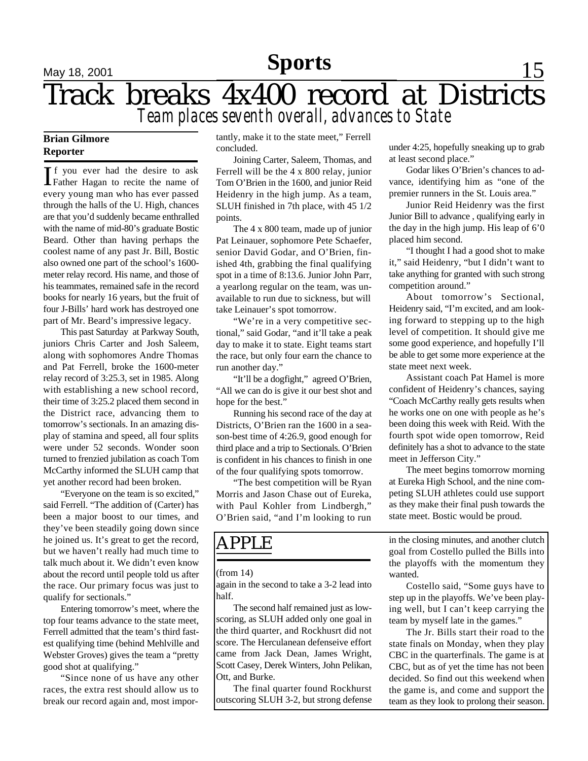# Track breaks 4x400 record at Districts

*Team places seventh overall, advances to State*

**Brian Gilmore**
**Reporter**

If you ever had the desire to ask Father Hagan to recite the name of every young man who has ever passed through the halls of the U. High, chances are that you'd suddenly became enthralled with the name of mid-80's graduate Bostic Beard. Other than having perhaps the coolest name of any past Jr. Bill, Bostic also owned one part of the school's 1600-meter relay record. His name, and those of his teammates, remained safe in the record books for nearly 16 years, but the fruit of four J-Bills' hard work has destroyed one part of Mr. Beard's impressive legacy.

This past Saturday at Parkway South, juniors Chris Carter and Josh Saleem, along with sophomores Andre Thomas and Pat Ferrell, broke the 1600-meter relay record of 3:25.3, set in 1985. Along with establishing a new school record, their time of 3:25.2 placed them second in the District race, advancing them to tomorrow's sectionals. In an amazing display of stamina and speed, all four splits were under 52 seconds. Wonder soon turned to frenzied jubilation as coach Tom McCarthy informed the SLUH camp that yet another record had been broken.

"Everyone on the team is so excited," said Ferrell. "The addition of (Carter) has been a major boost to our times, and they've been steadily going down since he joined us. It's great to get the record, but we haven't really had much time to talk much about it. We didn't even know about the record until people told us after the race. Our primary focus was just to qualify for sectionals."

Entering tomorrow's meet, where the top four teams advance to the state meet, Ferrell admitted that the team's third fastest qualifying time (behind Mehlville and Webster Groves) gives the team a "pretty good shot at qualifying."

"Since none of us have any other races, the extra rest should allow us to break our record again and, most importantly, make it to the state meet," Ferrell concluded.

Joining Carter, Saleem, Thomas, and Ferrell will be the 4 x 800 relay, junior Tom O'Brien in the 1600, and junior Reid Heidenry in the high jump. As a team, SLUH finished in 7th place, with 45 1/2 points.

The 4 x 800 team, made up of junior Pat Leinauer, sophomore Pete Schaefer, senior David Godar, and O'Brien, finished 4th, grabbing the final qualifying spot in a time of 8:13.6. Junior John Parr, a yearlong regular on the team, was unavailable to run due to sickness, but will take Leinauer's spot tomorrow.

"We're in a very competitive sectional," said Godar, "and it'll take a peak day to make it to state. Eight teams start the race, but only four earn the chance to run another day."

"It'll be a dogfight," agreed O'Brien, "All we can do is give it our best shot and hope for the best."

Running his second race of the day at Districts, O'Brien ran the 1600 in a season-best time of 4:26.9, good enough for third place and a trip to Sectionals. O'Brien is confident in his chances to finish in one of the four qualifying spots tomorrow.

"The best competition will be Ryan Morris and Jason Chase out of Eureka, with Paul Kohler from Lindbergh," O'Brien said, "and I'm looking to run under 4:25, hopefully sneaking up to grab at least second place."

Godar likes O'Brien's chances to advance, identifying him as "one of the premier runners in the St. Louis area."

Junior Reid Heidenry was the first Junior Bill to advance , qualifying early in the day in the high jump. His leap of 6'0 placed him second.

"I thought I had a good shot to make it," said Heidenry, "but I didn't want to take anything for granted with such strong competition around."

About tomorrow's Sectional, Heidenry said, "I'm excited, and am looking forward to stepping up to the high level of competition. It should give me some good experience, and hopefully I'll be able to get some more experience at the state meet next week.

Assistant coach Pat Hamel is more confident of Heidenry's chances, saying "Coach McCarthy really gets results when he works one on one with people as he's been doing this week with Reid. With the fourth spot wide open tomorrow, Reid definitely has a shot to advance to the state meet in Jefferson City."

The meet begins tomorrow morning at Eureka High School, and the nine competing SLUH athletes could use support as they make their final push towards the state meet. Bostic would be proud.

## APPLE

(from 14)

again in the second to take a 3-2 lead into half.

The second half remained just as low-scoring, as SLUH added only one goal in the third quarter, and Rockhusrt did not score. The Herculanean defenseive effort came from Jack Dean, James Wright, Scott Casey, Derek Winters, John Pelikan, Ott, and Burke.

The final quarter found Rockhurst outscoring SLUH 3-2, but strong defense in the closing minutes, and another clutch goal from Costello pulled the Bills into the playoffs with the momentum they wanted.

Costello said, "Some guys have to step up in the playoffs. We've been playing well, but I can't keep carrying the team by myself late in the games."

The Jr. Bills start their road to the state finals on Monday, when they play CBC in the quarterfinals. The game is at CBC, but as of yet the time has not been decided. So find out this weekend when the game is, and come and support the team as they look to prolong their season.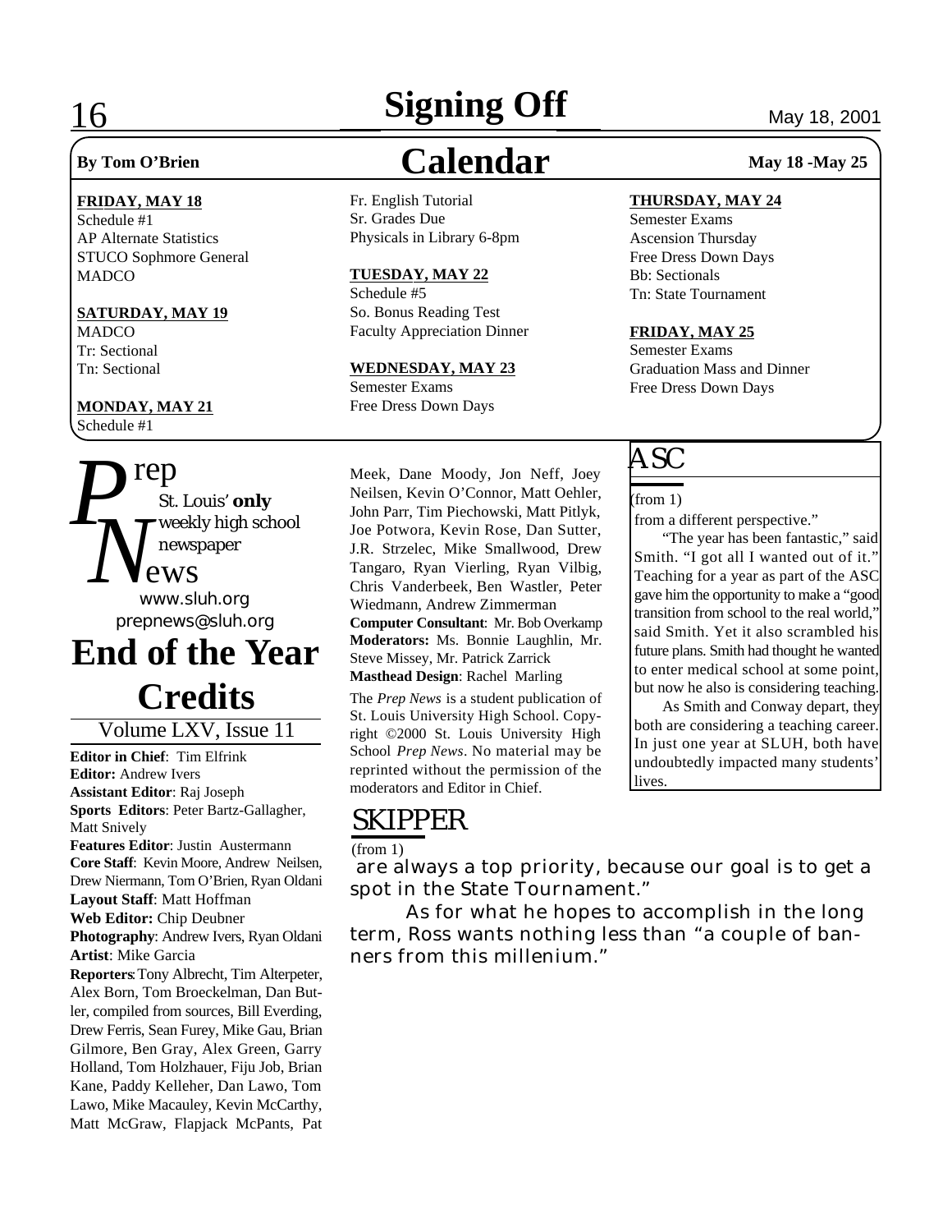# Signing Off

# Calendar

**By Tom O'Brien** — **May 18 -May 25**

**FRIDAY, MAY 18**
Schedule #1
AP Alternate Statistics
STUCO Sophmore General
MADCO

**SATURDAY, MAY 19**
MADCO
Tr: Sectional
Tn: Sectional

**MONDAY, MAY 21**
Schedule #1
Fr. English Tutorial
Sr. Grades Due
Physicals in Library 6-8pm

**TUESDAY, MAY 22**
Schedule #5
So. Bonus Reading Test
Faculty Appreciation Dinner

**WEDNESDAY, MAY 23**
Semester Exams
Free Dress Down Days

**THURSDAY, MAY 24**
Semester Exams
Ascension Thursday
Free Dress Down Days
Bb: Sectionals
Tn: State Tournament

**FRIDAY, MAY 25**
Semester Exams
Graduation Mass and Dinner
Free Dress Down Days

**Prep News**
St. Louis' **only** weekly high school newspaper
www.sluh.org
prepnews@sluh.org

## End of the Year Credits

Volume LXV, Issue 11

**Editor in Chief**: Tim Elfrink
**Editor:** Andrew Ivers
**Assistant Editor**: Raj Joseph
**Sports Editors**: Peter Bartz-Gallagher, Matt Snively
**Features Editor**: Justin Austermann
**Core Staff**: Kevin Moore, Andrew Neilsen, Drew Niermann, Tom O'Brien, Ryan Oldani
**Layout Staff**: Matt Hoffman
**Web Editor:** Chip Deubner
**Photography**: Andrew Ivers, Ryan Oldani
**Artist**: Mike Garcia
**Reporters**: Tony Albrecht, Tim Alterpeter, Alex Born, Tom Broeckelman, Dan Butler, compiled from sources, Bill Everding, Drew Ferris, Sean Furey, Mike Gau, Brian Gilmore, Ben Gray, Alex Green, Garry Holland, Tom Holzhauer, Fiju Job, Brian Kane, Paddy Kelleher, Dan Lawo, Tom Lawo, Mike Macauley, Kevin McCarthy, Matt McGraw, Flapjack McPants, Pat Meek, Dane Moody, Jon Neff, Joey Neilsen, Kevin O'Connor, Matt Oehler, John Parr, Tim Piechowski, Matt Pitlyk, Joe Potwora, Kevin Rose, Dan Sutter, J.R. Strzelec, Mike Smallwood, Drew Tangaro, Ryan Vierling, Ryan Vilbig, Chris Vanderbeek, Ben Wastler, Peter Wiedmann, Andrew Zimmerman
**Computer Consultant**: Mr. Bob Overkamp
**Moderators:** Ms. Bonnie Laughlin, Mr. Steve Missey, Mr. Patrick Zarrick
**Masthead Design**: Rachel Marling

The *Prep News* is a student publication of St. Louis University High School. Copyright ©2000 St. Louis University High School *Prep News*. No material may be reprinted without the permission of the moderators and Editor in Chief.

## ASC

(from 1)

from a different perspective."

"The year has been fantastic," said Smith. "I got all I wanted out of it." Teaching for a year as part of the ASC gave him the opportunity to make a "good transition from school to the real world," said Smith. Yet it also scrambled his future plans. Smith had thought he wanted to enter medical school at some point, but now he also is considering teaching.

As Smith and Conway depart, they both are considering a teaching career. In just one year at SLUH, both have undoubtedly impacted many students' lives.

## SKIPPER

(from 1)

are always a top priority, because our goal is to get a spot in the State Tournament."

As for what he hopes to accomplish in the long term, Ross wants nothing less than "a couple of banners from this millenium."